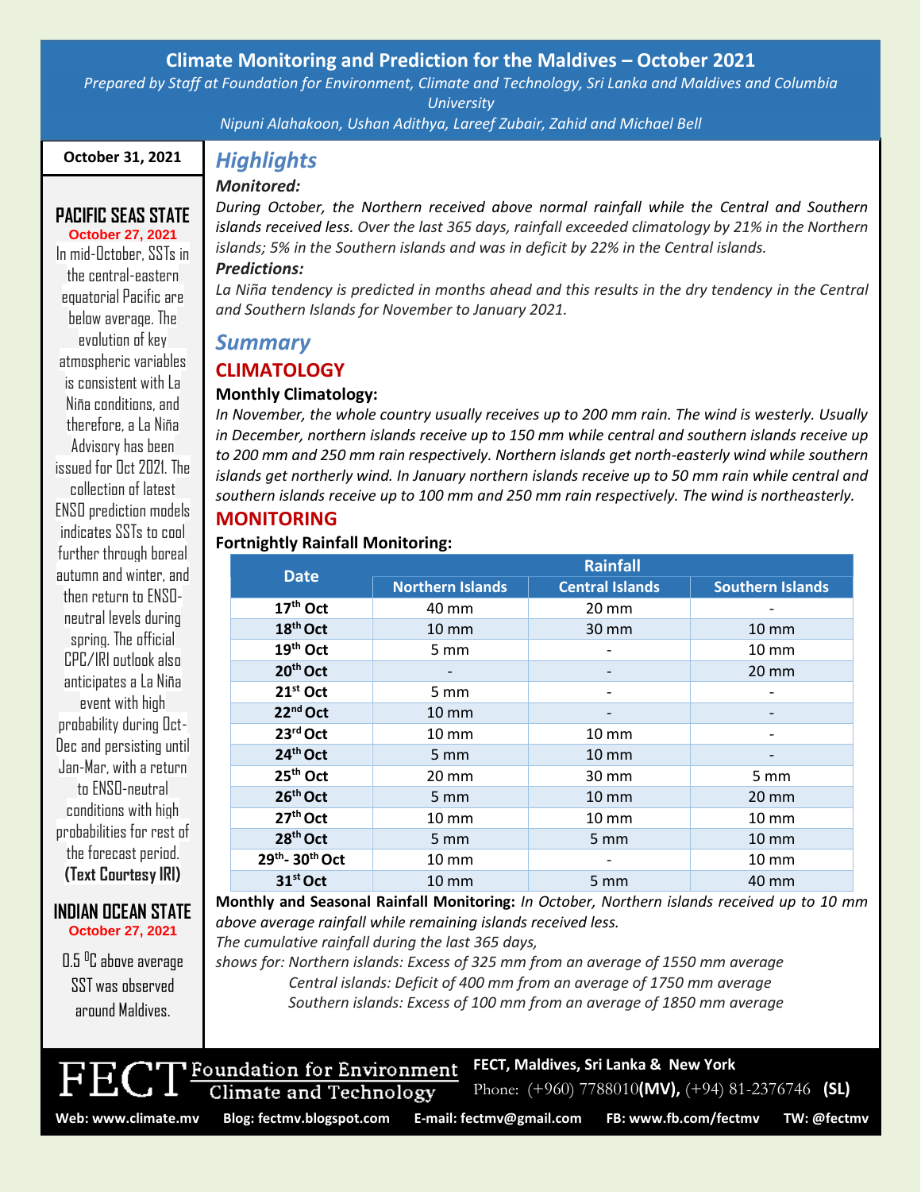# Climate Monitoring and Prediction for the Maldives – October 2021

*Prepared by Staff at Foundation for Environment, Climate and Technology, Sri Lanka and Maldives and Columbia University*

*Nipuni Alahakoon, Ushan Adithya, Lareef Zubair, Zahid and Michael Bell*

**October 31, 2021**

## Highlights

### Monitored:

*During October, the Northern received above normal rainfall while the Central and Southern islands received less. Over the last 365 days, rainfall exceeded climatology by 21% in the Northern islands; 5% in the Southern islands and was in deficit by 22% in the Central islands.*

### Predictions:

*La Niña tendency is predicted in months ahead and this results in the dry tendency in the Central and Southern Islands for November to January 2021.*

## Summary

### CLIMATOLOGY

**Monthly Climatology:**

*In November, the whole country usually receives up to 200 mm rain. The wind is westerly. Usually in December, northern islands receive up to 150 mm while central and southern islands receive up to 200 mm and 250 mm rain respectively. Northern islands get north-easterly wind while southern islands get northerly wind. In January northern islands receive up to 50 mm rain while central and southern islands receive up to 100 mm and 250 mm rain respectively. The wind is northeasterly.*

### MONITORING

**Fortnightly Rainfall Monitoring:**

| Date | Rainfall | | |
|---|---|---|---|
| | Northern Islands | Central Islands | Southern Islands |
| 17th Oct | 40 mm | 20 mm | - |
| 18th Oct | 10 mm | 30 mm | 10 mm |
| 19th Oct | 5 mm | - | 10 mm |
| 20th Oct | - | - | 20 mm |
| 21st Oct | 5 mm | - | - |
| 22nd Oct | 10 mm | - | - |
| 23rd Oct | 10 mm | 10 mm | - |
| 24th Oct | 5 mm | 10 mm | - |
| 25th Oct | 20 mm | 30 mm | 5 mm |
| 26th Oct | 5 mm | 10 mm | 20 mm |
| 27th Oct | 10 mm | 10 mm | 10 mm |
| 28th Oct | 5 mm | 5 mm | 10 mm |
| 29th- 30th Oct | 10 mm | - | 10 mm |
| 31st Oct | 10 mm | 5 mm | 40 mm |

**Monthly and Seasonal Rainfall Monitoring:** *In October, Northern islands received up to 10 mm above average rainfall while remaining islands received less.*

*The cumulative rainfall during the last 365 days,*

*shows for: Northern islands: Excess of 325 mm from an average of 1550 mm average*

*Central islands: Deficit of 400 mm from an average of 1750 mm average*

*Southern islands: Excess of 100 mm from an average of 1850 mm average*

### PACIFIC SEAS STATE

**October 27, 2021**

In mid-October, SSTs in the central-eastern equatorial Pacific are below average. The evolution of key atmospheric variables is consistent with La Niña conditions, and therefore, a La Niña Advisory has been issued for Oct 2021. The collection of latest ENSO prediction models indicates SSTs to cool further through boreal autumn and winter, and then return to ENSO-neutral levels during spring. The official CPC/IRI outlook also anticipates a La Niña event with high probability during Oct-Dec and persisting until Jan-Mar, with a return to ENSO-neutral conditions with high probabilities for rest of the forecast period. **(Text Courtesy IRI)**

### INDIAN OCEAN STATE

**October 27, 2021**

0.5 $^{0}$C above average SST was observed around Maldives.

FECT Foundation for Environment Climate and Technology

**FECT, Maldives, Sri Lanka & New York**

Phone: (+960) 7788010**(MV),** (+94) 81-2376746 **(SL)**

**Web: www.climate.mv  Blog: fectmv.blogspot.com  E-mail: fectmv@gmail.com  FB: www.fb.com/fectmv  TW: @fectmv**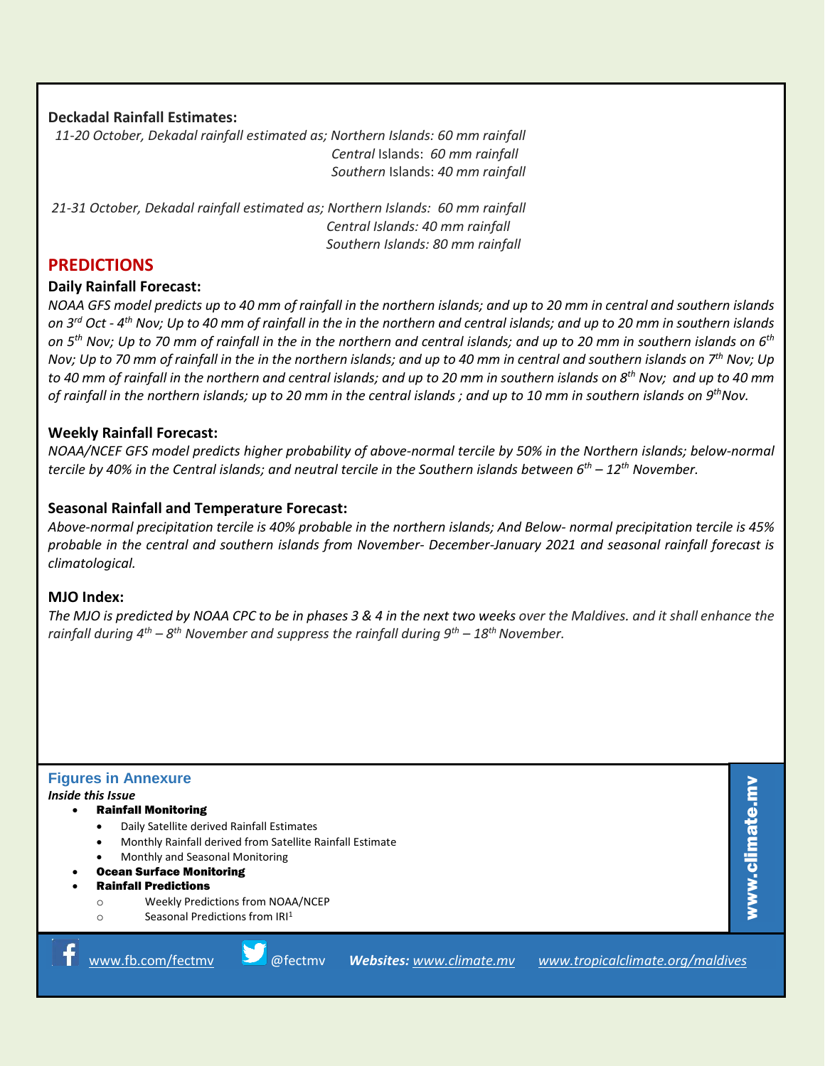**Deckadal Rainfall Estimates:**

*11-20 October, Dekadal rainfall estimated as; Northern Islands: 60 mm rainfall*
*Central* Islands: *60 mm rainfall*
*Southern* Islands: *40 mm rainfall*

*21-31 October, Dekadal rainfall estimated as; Northern Islands: 60 mm rainfall*
*Central Islands: 40 mm rainfall*
*Southern Islands: 80 mm rainfall*

## PREDICTIONS

**Daily Rainfall Forecast:**

*NOAA GFS model predicts up to 40 mm of rainfall in the northern islands; and up to 20 mm in central and southern islands on 3rd Oct - 4th Nov; Up to 40 mm of rainfall in the in the northern and central islands; and up to 20 mm in southern islands on 5th Nov; Up to 70 mm of rainfall in the in the northern and central islands; and up to 20 mm in southern islands on 6th Nov; Up to 70 mm of rainfall in the in the northern islands; and up to 40 mm in central and southern islands on 7th Nov; Up to 40 mm of rainfall in the northern and central islands; and up to 20 mm in southern islands on 8th Nov; and up to 40 mm of rainfall in the northern islands; up to 20 mm in the central islands ; and up to 10 mm in southern islands on 9th Nov.*

**Weekly Rainfall Forecast:**

*NOAA/NCEF GFS model predicts higher probability of above-normal tercile by 50% in the Northern islands; below-normal tercile by 40% in the Central islands; and neutral tercile in the Southern islands between 6th – 12th November.*

**Seasonal Rainfall and Temperature Forecast:**

*Above-normal precipitation tercile is 40% probable in the northern islands; And Below- normal precipitation tercile is 45% probable in the central and southern islands from November- December-January 2021 and seasonal rainfall forecast is climatological.*

**MJO Index:**

*The MJO is predicted by NOAA CPC to be in phases 3 & 4 in the next two weeks over the Maldives. and it shall enhance the rainfall during 4th – 8th November and suppress the rainfall during 9th – 18th November.*

### Figures in Annexure

***Inside this Issue***

- **Rainfall Monitoring**
  - Daily Satellite derived Rainfall Estimates
  - Monthly Rainfall derived from Satellite Rainfall Estimate
  - Monthly and Seasonal Monitoring
- **Ocean Surface Monitoring**
- **Rainfall Predictions**
  - Weekly Predictions from NOAA/NCEP
  - Seasonal Predictions from IRI[1]

www.climate.mv

www.fb.com/fectmv @fectmv ***Websites:*** www.climate.mv www.tropicalclimate.org/maldives